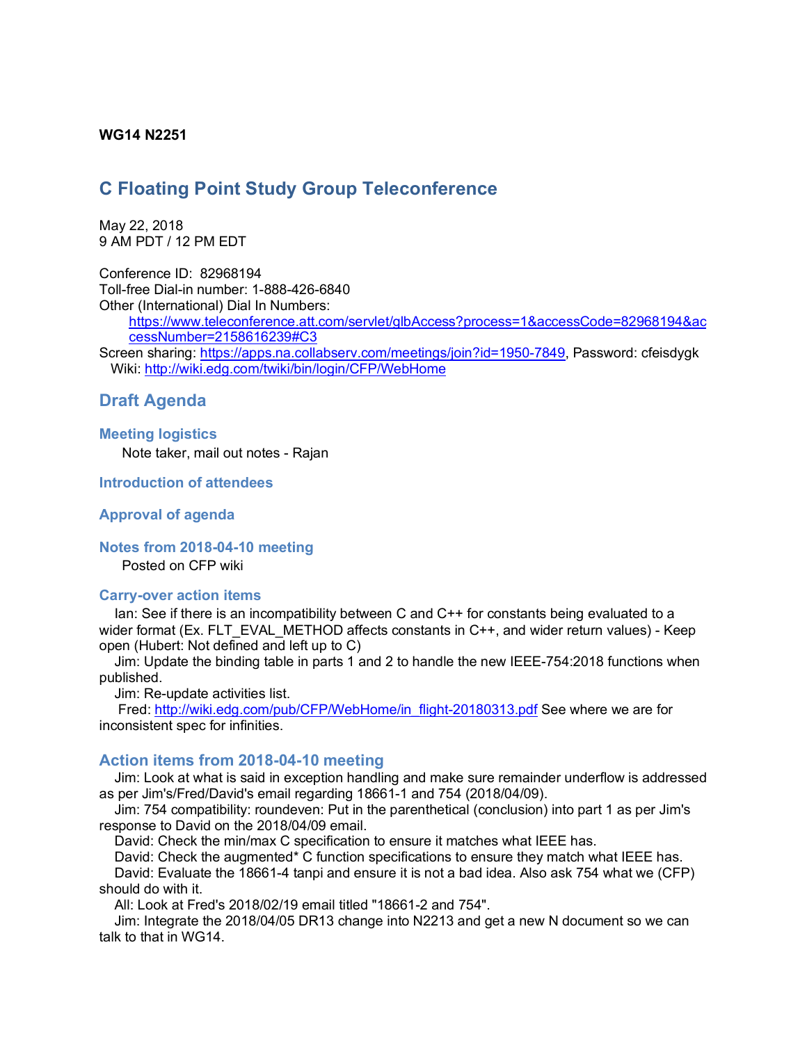**WG14 N2251**

# C Floating Point Study Group Teleconference

May 22, 2018
9 AM PDT / 12 PM EDT

Conference ID: 82968194
Toll-free Dial-in number: 1-888-426-6840
Other (International) Dial In Numbers:
https://www.teleconference.att.com/servlet/glbAccess?process=1&accessCode=82968194&accessNumber=2158616239#C3
Screen sharing: https://apps.na.collabserv.com/meetings/join?id=1950-7849, Password: cfeisdygk
Wiki: http://wiki.edg.com/twiki/bin/login/CFP/WebHome

## Draft Agenda

### Meeting logistics

Note taker, mail out notes - Rajan

### Introduction of attendees

### Approval of agenda

### Notes from 2018-04-10 meeting

Posted on CFP wiki

### Carry-over action items

Ian: See if there is an incompatibility between C and C++ for constants being evaluated to a wider format (Ex. FLT_EVAL_METHOD affects constants in C++, and wider return values) - Keep open (Hubert: Not defined and left up to C)

Jim: Update the binding table in parts 1 and 2 to handle the new IEEE-754:2018 functions when published.

Jim: Re-update activities list.

Fred: http://wiki.edg.com/pub/CFP/WebHome/in_flight-20180313.pdf See where we are for inconsistent spec for infinities.

### Action items from 2018-04-10 meeting

Jim: Look at what is said in exception handling and make sure remainder underflow is addressed as per Jim's/Fred/David's email regarding 18661-1 and 754 (2018/04/09).

Jim: 754 compatibility: roundeven: Put in the parenthetical (conclusion) into part 1 as per Jim's response to David on the 2018/04/09 email.

David: Check the min/max C specification to ensure it matches what IEEE has.

David: Check the augmented* C function specifications to ensure they match what IEEE has.

David: Evaluate the 18661-4 tanpi and ensure it is not a bad idea. Also ask 754 what we (CFP) should do with it.

All: Look at Fred's 2018/02/19 email titled "18661-2 and 754".

Jim: Integrate the 2018/04/05 DR13 change into N2213 and get a new N document so we can talk to that in WG14.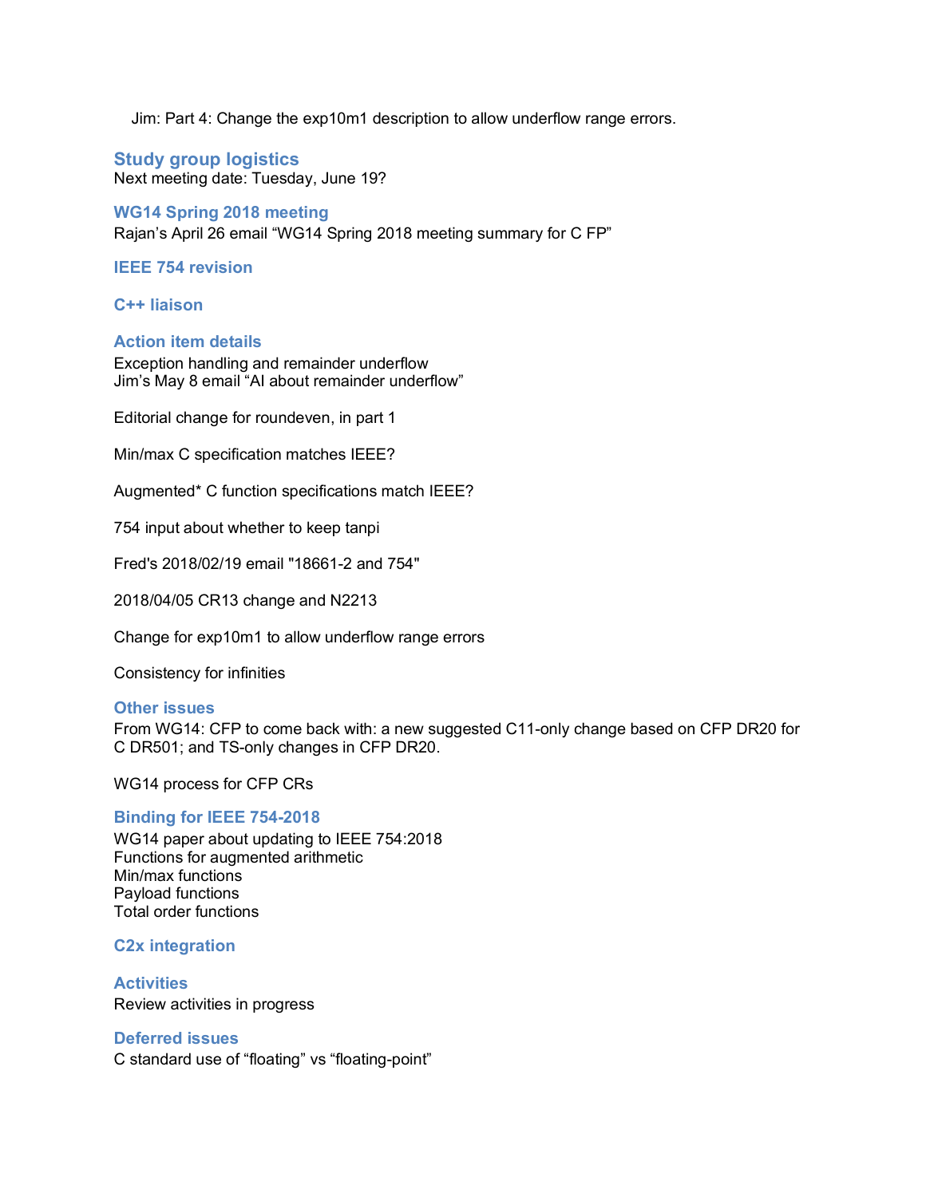Jim: Part 4: Change the exp10m1 description to allow underflow range errors.

## Study group logistics

Next meeting date: Tuesday, June 19?

## WG14 Spring 2018 meeting

Rajan's April 26 email "WG14 Spring 2018 meeting summary for C FP"

## IEEE 754 revision

## C++ liaison

## Action item details

Exception handling and remainder underflow
Jim's May 8 email "AI about remainder underflow"

Editorial change for roundeven, in part 1

Min/max C specification matches IEEE?

Augmented* C function specifications match IEEE?

754 input about whether to keep tanpi

Fred's 2018/02/19 email "18661-2 and 754"

2018/04/05 CR13 change and N2213

Change for exp10m1 to allow underflow range errors

Consistency for infinities

## Other issues

From WG14: CFP to come back with: a new suggested C11-only change based on CFP DR20 for C DR501; and TS-only changes in CFP DR20.

WG14 process for CFP CRs

## Binding for IEEE 754-2018

WG14 paper about updating to IEEE 754:2018
Functions for augmented arithmetic
Min/max functions
Payload functions
Total order functions

## C2x integration

## Activities

Review activities in progress

## Deferred issues

C standard use of "floating" vs "floating-point"